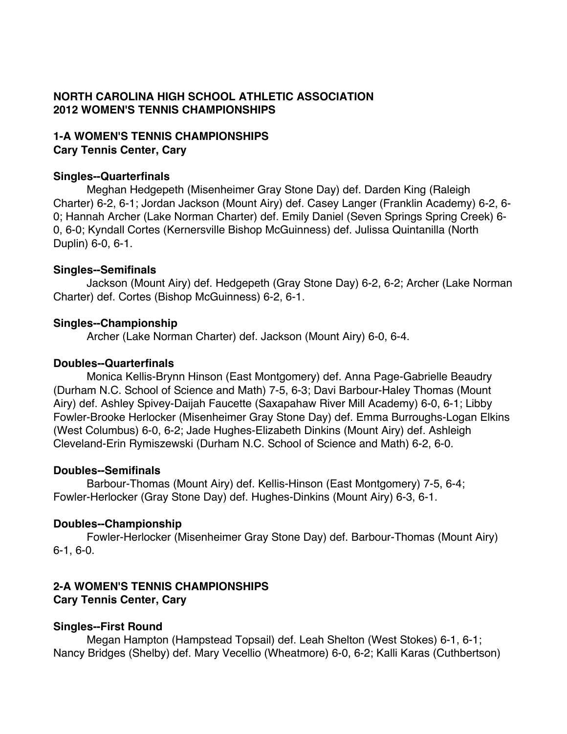## NORTH CAROLINA HIGH SCHOOL ATHLETIC ASSOCIATION
## 2012 WOMEN'S TENNIS CHAMPIONSHIPS

### 1-A WOMEN'S TENNIS CHAMPIONSHIPS
**Cary Tennis Center, Cary**

#### Singles--Quarterfinals

Meghan Hedgepeth (Misenheimer Gray Stone Day) def. Darden King (Raleigh Charter) 6-2, 6-1; Jordan Jackson (Mount Airy) def. Casey Langer (Franklin Academy) 6-2, 6-0; Hannah Archer (Lake Norman Charter) def. Emily Daniel (Seven Springs Spring Creek) 6-0, 6-0; Kyndall Cortes (Kernersville Bishop McGuinness) def. Julissa Quintanilla (North Duplin) 6-0, 6-1.

#### Singles--Semifinals

Jackson (Mount Airy) def. Hedgepeth (Gray Stone Day) 6-2, 6-2; Archer (Lake Norman Charter) def. Cortes (Bishop McGuinness) 6-2, 6-1.

#### Singles--Championship

Archer (Lake Norman Charter) def. Jackson (Mount Airy) 6-0, 6-4.

#### Doubles--Quarterfinals

Monica Kellis-Brynn Hinson (East Montgomery) def. Anna Page-Gabrielle Beaudry (Durham N.C. School of Science and Math) 7-5, 6-3; Davi Barbour-Haley Thomas (Mount Airy) def. Ashley Spivey-Daijah Faucette (Saxapahaw River Mill Academy) 6-0, 6-1; Libby Fowler-Brooke Herlocker (Misenheimer Gray Stone Day) def. Emma Burroughs-Logan Elkins (West Columbus) 6-0, 6-2; Jade Hughes-Elizabeth Dinkins (Mount Airy) def. Ashleigh Cleveland-Erin Rymiszewski (Durham N.C. School of Science and Math) 6-2, 6-0.

#### Doubles--Semifinals

Barbour-Thomas (Mount Airy) def. Kellis-Hinson (East Montgomery) 7-5, 6-4; Fowler-Herlocker (Gray Stone Day) def. Hughes-Dinkins (Mount Airy) 6-3, 6-1.

#### Doubles--Championship

Fowler-Herlocker (Misenheimer Gray Stone Day) def. Barbour-Thomas (Mount Airy) 6-1, 6-0.

### 2-A WOMEN'S TENNIS CHAMPIONSHIPS
**Cary Tennis Center, Cary**

#### Singles--First Round

Megan Hampton (Hampstead Topsail) def. Leah Shelton (West Stokes) 6-1, 6-1; Nancy Bridges (Shelby) def. Mary Vecellio (Wheatmore) 6-0, 6-2; Kalli Karas (Cuthbertson)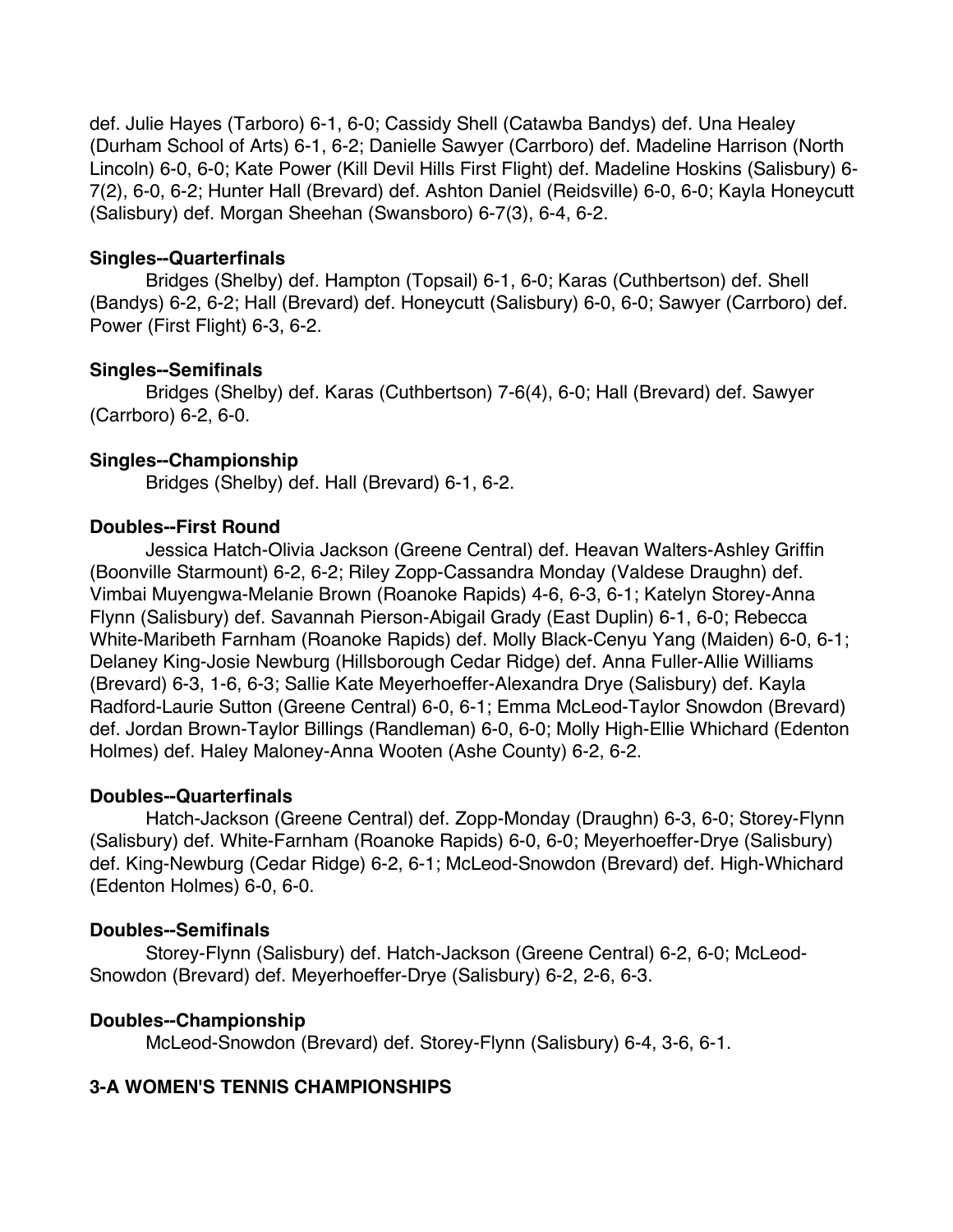def. Julie Hayes (Tarboro) 6-1, 6-0; Cassidy Shell (Catawba Bandys) def. Una Healey (Durham School of Arts) 6-1, 6-2; Danielle Sawyer (Carrboro) def. Madeline Harrison (North Lincoln) 6-0, 6-0; Kate Power (Kill Devil Hills First Flight) def. Madeline Hoskins (Salisbury) 6-7(2), 6-0, 6-2; Hunter Hall (Brevard) def. Ashton Daniel (Reidsville) 6-0, 6-0; Kayla Honeycutt (Salisbury) def. Morgan Sheehan (Swansboro) 6-7(3), 6-4, 6-2.

**Singles--Quarterfinals**

Bridges (Shelby) def. Hampton (Topsail) 6-1, 6-0; Karas (Cuthbertson) def. Shell (Bandys) 6-2, 6-2; Hall (Brevard) def. Honeycutt (Salisbury) 6-0, 6-0; Sawyer (Carrboro) def. Power (First Flight) 6-3, 6-2.

**Singles--Semifinals**

Bridges (Shelby) def. Karas (Cuthbertson) 7-6(4), 6-0; Hall (Brevard) def. Sawyer (Carrboro) 6-2, 6-0.

**Singles--Championship**

Bridges (Shelby) def. Hall (Brevard) 6-1, 6-2.

**Doubles--First Round**

Jessica Hatch-Olivia Jackson (Greene Central) def. Heavan Walters-Ashley Griffin (Boonville Starmount) 6-2, 6-2; Riley Zopp-Cassandra Monday (Valdese Draughn) def. Vimbai Muyengwa-Melanie Brown (Roanoke Rapids) 4-6, 6-3, 6-1; Katelyn Storey-Anna Flynn (Salisbury) def. Savannah Pierson-Abigail Grady (East Duplin) 6-1, 6-0; Rebecca White-Maribeth Farnham (Roanoke Rapids) def. Molly Black-Cenyu Yang (Maiden) 6-0, 6-1; Delaney King-Josie Newburg (Hillsborough Cedar Ridge) def. Anna Fuller-Allie Williams (Brevard) 6-3, 1-6, 6-3; Sallie Kate Meyerhoeffer-Alexandra Drye (Salisbury) def. Kayla Radford-Laurie Sutton (Greene Central) 6-0, 6-1; Emma McLeod-Taylor Snowdon (Brevard) def. Jordan Brown-Taylor Billings (Randleman) 6-0, 6-0; Molly High-Ellie Whichard (Edenton Holmes) def. Haley Maloney-Anna Wooten (Ashe County) 6-2, 6-2.

**Doubles--Quarterfinals**

Hatch-Jackson (Greene Central) def. Zopp-Monday (Draughn) 6-3, 6-0; Storey-Flynn (Salisbury) def. White-Farnham (Roanoke Rapids) 6-0, 6-0; Meyerhoeffer-Drye (Salisbury) def. King-Newburg (Cedar Ridge) 6-2, 6-1; McLeod-Snowdon (Brevard) def. High-Whichard (Edenton Holmes) 6-0, 6-0.

**Doubles--Semifinals**

Storey-Flynn (Salisbury) def. Hatch-Jackson (Greene Central) 6-2, 6-0; McLeod-Snowdon (Brevard) def. Meyerhoeffer-Drye (Salisbury) 6-2, 2-6, 6-3.

**Doubles--Championship**

McLeod-Snowdon (Brevard) def. Storey-Flynn (Salisbury) 6-4, 3-6, 6-1.

**3-A WOMEN'S TENNIS CHAMPIONSHIPS**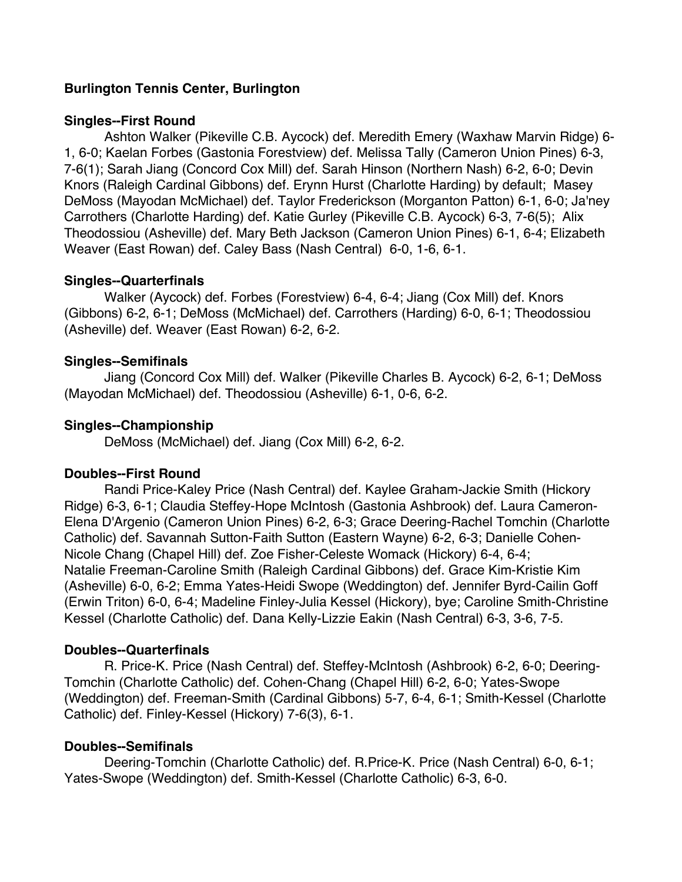**Burlington Tennis Center, Burlington**

**Singles--First Round**

Ashton Walker (Pikeville C.B. Aycock) def. Meredith Emery (Waxhaw Marvin Ridge) 6-1, 6-0; Kaelan Forbes (Gastonia Forestview) def. Melissa Tally (Cameron Union Pines) 6-3, 7-6(1); Sarah Jiang (Concord Cox Mill) def. Sarah Hinson (Northern Nash) 6-2, 6-0; Devin Knors (Raleigh Cardinal Gibbons) def. Erynn Hurst (Charlotte Harding) by default; Masey DeMoss (Mayodan McMichael) def. Taylor Frederickson (Morganton Patton) 6-1, 6-0; Ja'ney Carrothers (Charlotte Harding) def. Katie Gurley (Pikeville C.B. Aycock) 6-3, 7-6(5); Alix Theodossiou (Asheville) def. Mary Beth Jackson (Cameron Union Pines) 6-1, 6-4; Elizabeth Weaver (East Rowan) def. Caley Bass (Nash Central) 6-0, 1-6, 6-1.

**Singles--Quarterfinals**

Walker (Aycock) def. Forbes (Forestview) 6-4, 6-4; Jiang (Cox Mill) def. Knors (Gibbons) 6-2, 6-1; DeMoss (McMichael) def. Carrothers (Harding) 6-0, 6-1; Theodossiou (Asheville) def. Weaver (East Rowan) 6-2, 6-2.

**Singles--Semifinals**

Jiang (Concord Cox Mill) def. Walker (Pikeville Charles B. Aycock) 6-2, 6-1; DeMoss (Mayodan McMichael) def. Theodossiou (Asheville) 6-1, 0-6, 6-2.

**Singles--Championship**

DeMoss (McMichael) def. Jiang (Cox Mill) 6-2, 6-2.

**Doubles--First Round**

Randi Price-Kaley Price (Nash Central) def. Kaylee Graham-Jackie Smith (Hickory Ridge) 6-3, 6-1; Claudia Steffey-Hope McIntosh (Gastonia Ashbrook) def. Laura Cameron-Elena D'Argenio (Cameron Union Pines) 6-2, 6-3; Grace Deering-Rachel Tomchin (Charlotte Catholic) def. Savannah Sutton-Faith Sutton (Eastern Wayne) 6-2, 6-3; Danielle Cohen-Nicole Chang (Chapel Hill) def. Zoe Fisher-Celeste Womack (Hickory) 6-4, 6-4; Natalie Freeman-Caroline Smith (Raleigh Cardinal Gibbons) def. Grace Kim-Kristie Kim (Asheville) 6-0, 6-2; Emma Yates-Heidi Swope (Weddington) def. Jennifer Byrd-Cailin Goff (Erwin Triton) 6-0, 6-4; Madeline Finley-Julia Kessel (Hickory), bye; Caroline Smith-Christine Kessel (Charlotte Catholic) def. Dana Kelly-Lizzie Eakin (Nash Central) 6-3, 3-6, 7-5.

**Doubles--Quarterfinals**

R. Price-K. Price (Nash Central) def. Steffey-McIntosh (Ashbrook) 6-2, 6-0; Deering-Tomchin (Charlotte Catholic) def. Cohen-Chang (Chapel Hill) 6-2, 6-0; Yates-Swope (Weddington) def. Freeman-Smith (Cardinal Gibbons) 5-7, 6-4, 6-1; Smith-Kessel (Charlotte Catholic) def. Finley-Kessel (Hickory) 7-6(3), 6-1.

**Doubles--Semifinals**

Deering-Tomchin (Charlotte Catholic) def. R.Price-K. Price (Nash Central) 6-0, 6-1; Yates-Swope (Weddington) def. Smith-Kessel (Charlotte Catholic) 6-3, 6-0.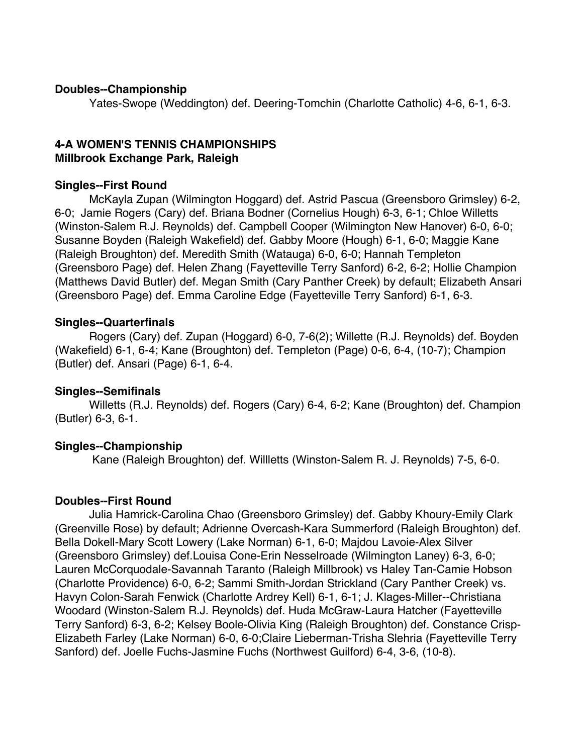**Doubles--Championship**

Yates-Swope (Weddington) def. Deering-Tomchin (Charlotte Catholic) 4-6, 6-1, 6-3.

**4-A WOMEN'S TENNIS CHAMPIONSHIPS**
**Millbrook Exchange Park, Raleigh**

**Singles--First Round**

McKayla Zupan (Wilmington Hoggard) def. Astrid Pascua (Greensboro Grimsley) 6-2, 6-0; Jamie Rogers (Cary) def. Briana Bodner (Cornelius Hough) 6-3, 6-1; Chloe Willetts (Winston-Salem R.J. Reynolds) def. Campbell Cooper (Wilmington New Hanover) 6-0, 6-0; Susanne Boyden (Raleigh Wakefield) def. Gabby Moore (Hough) 6-1, 6-0; Maggie Kane (Raleigh Broughton) def. Meredith Smith (Watauga) 6-0, 6-0; Hannah Templeton (Greensboro Page) def. Helen Zhang (Fayetteville Terry Sanford) 6-2, 6-2; Hollie Champion (Matthews David Butler) def. Megan Smith (Cary Panther Creek) by default; Elizabeth Ansari (Greensboro Page) def. Emma Caroline Edge (Fayetteville Terry Sanford) 6-1, 6-3.

**Singles--Quarterfinals**

Rogers (Cary) def. Zupan (Hoggard) 6-0, 7-6(2); Willette (R.J. Reynolds) def. Boyden (Wakefield) 6-1, 6-4; Kane (Broughton) def. Templeton (Page) 0-6, 6-4, (10-7); Champion (Butler) def. Ansari (Page) 6-1, 6-4.

**Singles--Semifinals**

Willetts (R.J. Reynolds) def. Rogers (Cary) 6-4, 6-2; Kane (Broughton) def. Champion (Butler) 6-3, 6-1.

**Singles--Championship**

Kane (Raleigh Broughton) def. Willletts (Winston-Salem R. J. Reynolds) 7-5, 6-0.

**Doubles--First Round**

Julia Hamrick-Carolina Chao (Greensboro Grimsley) def. Gabby Khoury-Emily Clark (Greenville Rose) by default; Adrienne Overcash-Kara Summerford (Raleigh Broughton) def. Bella Dokell-Mary Scott Lowery (Lake Norman) 6-1, 6-0; Majdou Lavoie-Alex Silver (Greensboro Grimsley) def.Louisa Cone-Erin Nesselroade (Wilmington Laney) 6-3, 6-0; Lauren McCorquodale-Savannah Taranto (Raleigh Millbrook) vs Haley Tan-Camie Hobson (Charlotte Providence) 6-0, 6-2; Sammi Smith-Jordan Strickland (Cary Panther Creek) vs. Havyn Colon-Sarah Fenwick (Charlotte Ardrey Kell) 6-1, 6-1; J. Klages-Miller--Christiana Woodard (Winston-Salem R.J. Reynolds) def. Huda McGraw-Laura Hatcher (Fayetteville Terry Sanford) 6-3, 6-2; Kelsey Boole-Olivia King (Raleigh Broughton) def. Constance Crisp-Elizabeth Farley (Lake Norman) 6-0, 6-0;Claire Lieberman-Trisha Slehria (Fayetteville Terry Sanford) def. Joelle Fuchs-Jasmine Fuchs (Northwest Guilford) 6-4, 3-6, (10-8).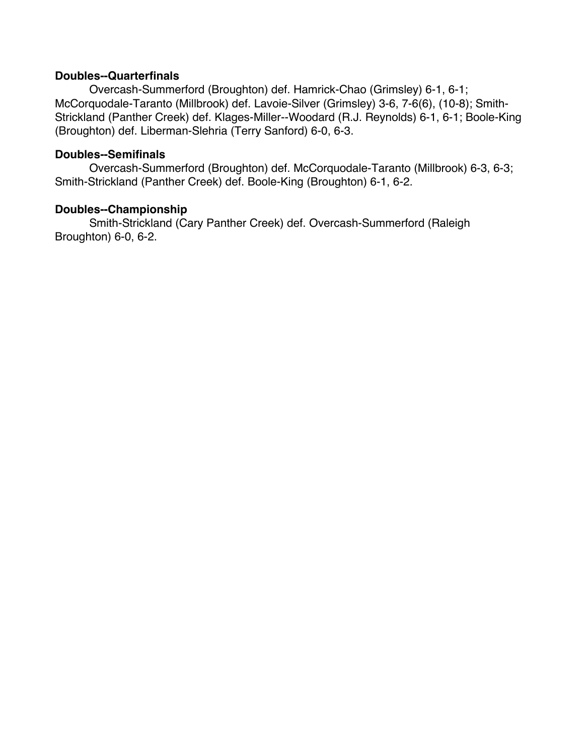**Doubles--Quarterfinals**

Overcash-Summerford (Broughton) def. Hamrick-Chao (Grimsley) 6-1, 6-1; McCorquodale-Taranto (Millbrook) def. Lavoie-Silver (Grimsley) 3-6, 7-6(6), (10-8); Smith-Strickland (Panther Creek) def. Klages-Miller--Woodard (R.J. Reynolds) 6-1, 6-1; Boole-King (Broughton) def. Liberman-Slehria (Terry Sanford) 6-0, 6-3.

**Doubles--Semifinals**

Overcash-Summerford (Broughton) def. McCorquodale-Taranto (Millbrook) 6-3, 6-3; Smith-Strickland (Panther Creek) def. Boole-King (Broughton) 6-1, 6-2.

**Doubles--Championship**

Smith-Strickland (Cary Panther Creek) def. Overcash-Summerford (Raleigh Broughton) 6-0, 6-2.